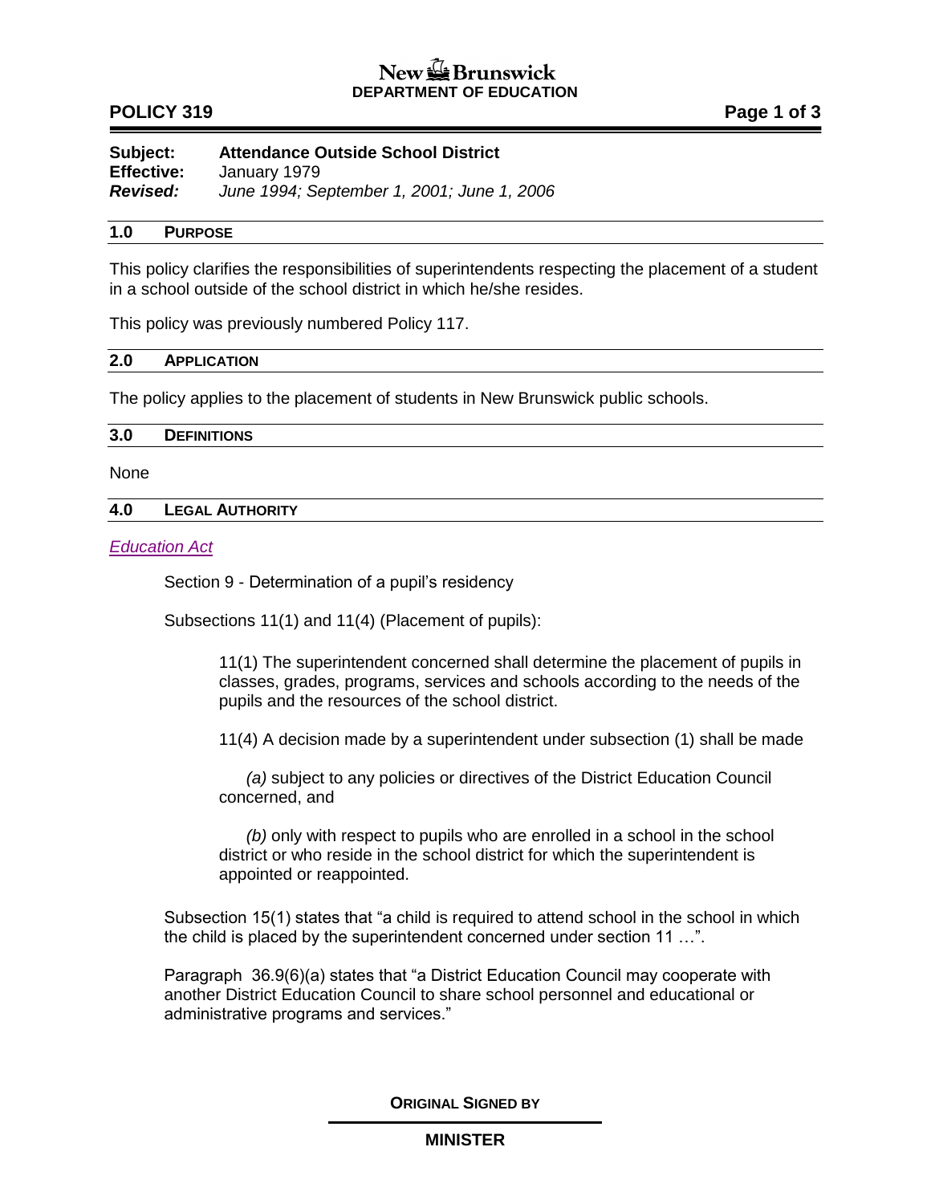New Brunswick
**DEPARTMENT OF EDUCATION**

**POLICY 319**

**Subject:** **Attendance Outside School District**
**Effective:** January 1979
***Revised:*** *June 1994; September 1, 2001; June 1, 2006*

## 1.0 PURPOSE

This policy clarifies the responsibilities of superintendents respecting the placement of a student in a school outside of the school district in which he/she resides.

This policy was previously numbered Policy 117.

## 2.0 APPLICATION

The policy applies to the placement of students in New Brunswick public schools.

## 3.0 DEFINITIONS

None

## 4.0 LEGAL AUTHORITY

*Education Act*

Section 9 - Determination of a pupil's residency

Subsections 11(1) and 11(4) (Placement of pupils):

> 11(1) The superintendent concerned shall determine the placement of pupils in classes, grades, programs, services and schools according to the needs of the pupils and the resources of the school district.
>
> 11(4) A decision made by a superintendent under subsection (1) shall be made
>
> *(a)* subject to any policies or directives of the District Education Council concerned, and
>
> *(b)* only with respect to pupils who are enrolled in a school in the school district or who reside in the school district for which the superintendent is appointed or reappointed.

Subsection 15(1) states that "a child is required to attend school in the school in which the child is placed by the superintendent concerned under section 11 …".

Paragraph 36.9(6)(a) states that "a District Education Council may cooperate with another District Education Council to share school personnel and educational or administrative programs and services."

**ORIGINAL SIGNED BY**

**MINISTER**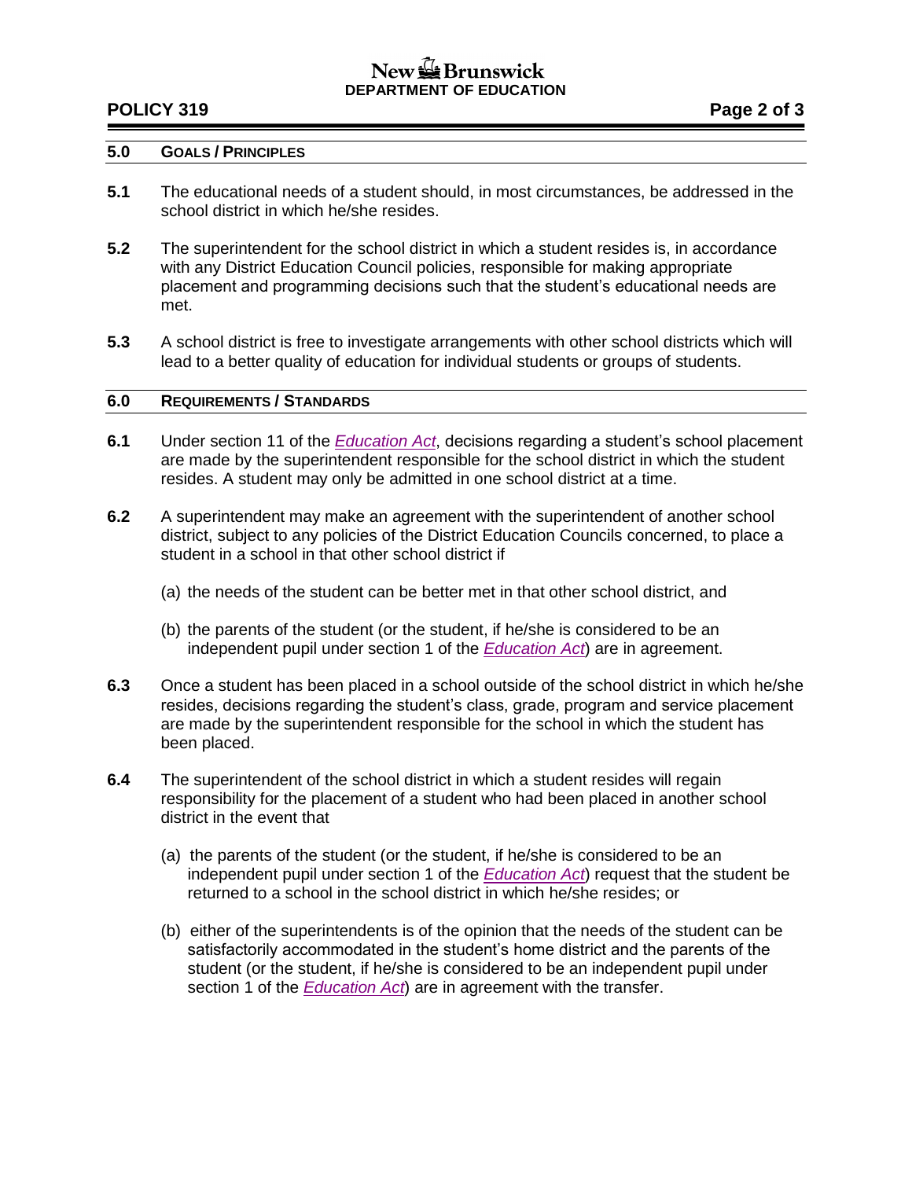## 5.0 GOALS / PRINCIPLES

**5.1** The educational needs of a student should, in most circumstances, be addressed in the school district in which he/she resides.

**5.2** The superintendent for the school district in which a student resides is, in accordance with any District Education Council policies, responsible for making appropriate placement and programming decisions such that the student's educational needs are met.

**5.3** A school district is free to investigate arrangements with other school districts which will lead to a better quality of education for individual students or groups of students.

## 6.0 REQUIREMENTS / STANDARDS

**6.1** Under section 11 of the *Education Act*, decisions regarding a student's school placement are made by the superintendent responsible for the school district in which the student resides. A student may only be admitted in one school district at a time.

**6.2** A superintendent may make an agreement with the superintendent of another school district, subject to any policies of the District Education Councils concerned, to place a student in a school in that other school district if

(a) the needs of the student can be better met in that other school district, and

(b) the parents of the student (or the student, if he/she is considered to be an independent pupil under section 1 of the *Education Act*) are in agreement.

**6.3** Once a student has been placed in a school outside of the school district in which he/she resides, decisions regarding the student's class, grade, program and service placement are made by the superintendent responsible for the school in which the student has been placed.

**6.4** The superintendent of the school district in which a student resides will regain responsibility for the placement of a student who had been placed in another school district in the event that

(a) the parents of the student (or the student, if he/she is considered to be an independent pupil under section 1 of the *Education Act*) request that the student be returned to a school in the school district in which he/she resides; or

(b) either of the superintendents is of the opinion that the needs of the student can be satisfactorily accommodated in the student's home district and the parents of the student (or the student, if he/she is considered to be an independent pupil under section 1 of the *Education Act*) are in agreement with the transfer.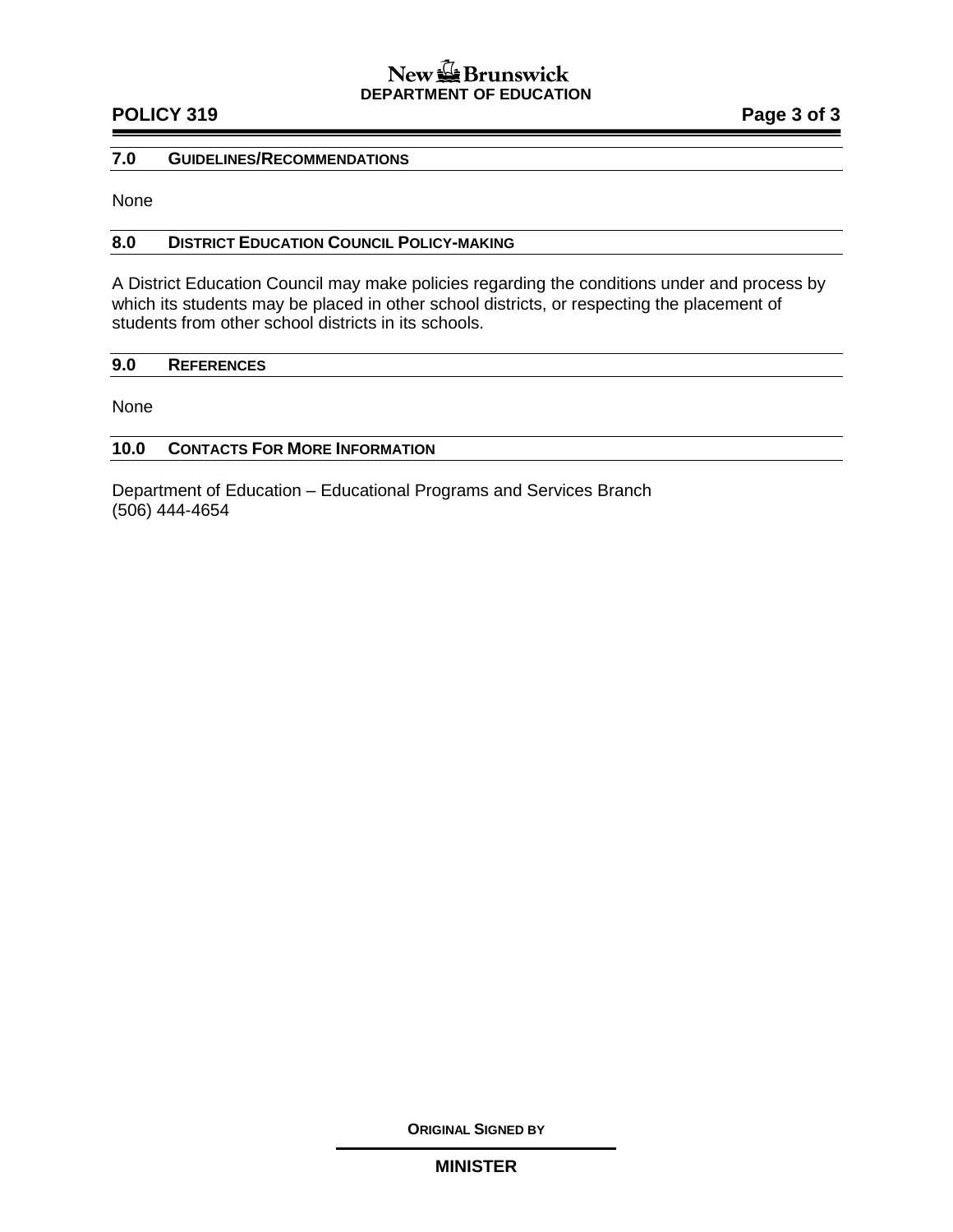## 7.0 GUIDELINES/RECOMMENDATIONS

None

## 8.0 DISTRICT EDUCATION COUNCIL POLICY-MAKING

A District Education Council may make policies regarding the conditions under and process by which its students may be placed in other school districts, or respecting the placement of students from other school districts in its schools.

## 9.0 REFERENCES

None

## 10.0 CONTACTS FOR MORE INFORMATION

Department of Education – Educational Programs and Services Branch
(506) 444-4654

**ORIGINAL SIGNED BY**

**MINISTER**